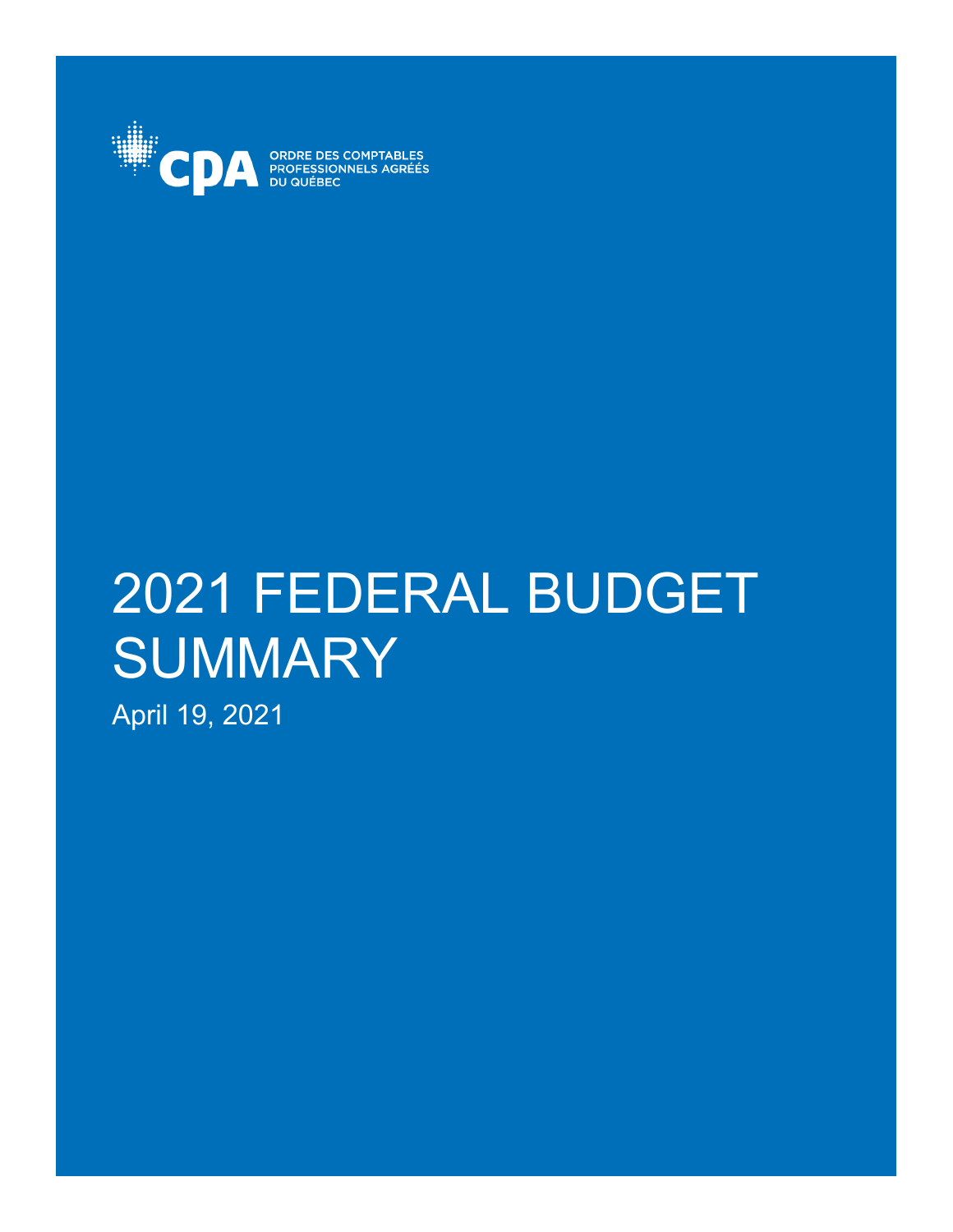ORDRE DES COMPTABLES PROFESSIONNELS AGRÉÉS DU QUÉBEC

# 2021 FEDERAL BUDGET SUMMARY

April 19, 2021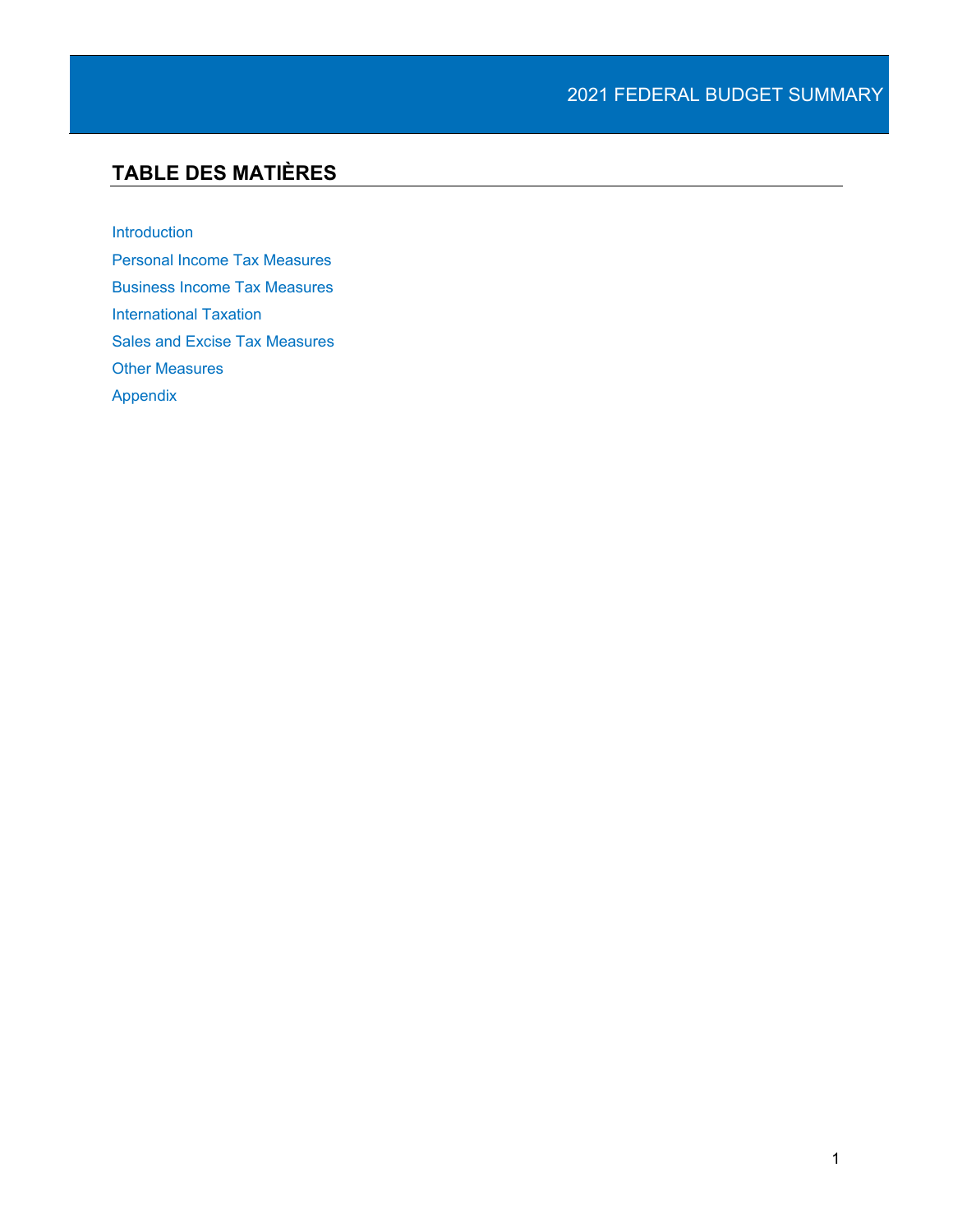## TABLE DES MATIÈRES

Introduction

Personal Income Tax Measures

Business Income Tax Measures

International Taxation

Sales and Excise Tax Measures

Other Measures

Appendix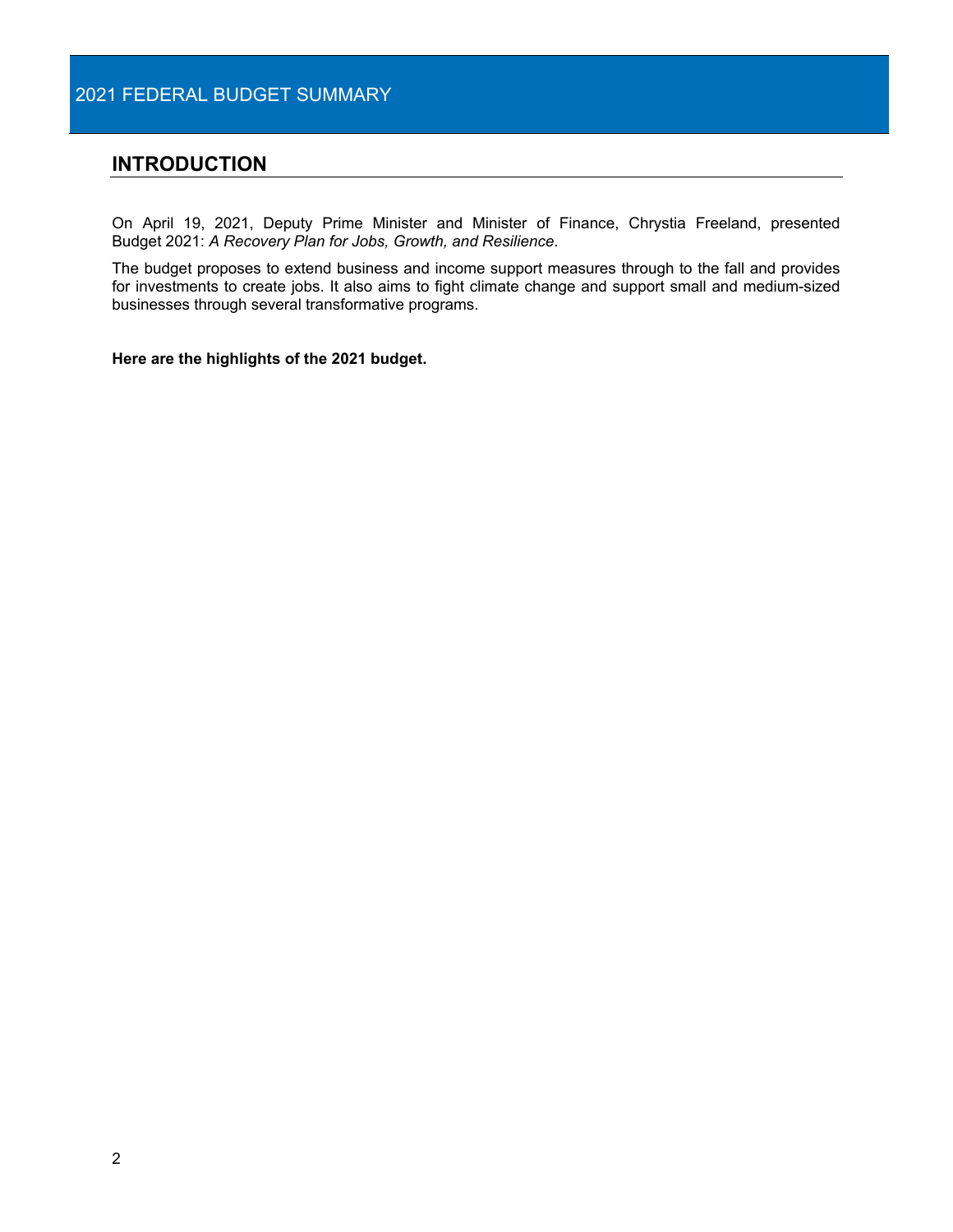## INTRODUCTION

On April 19, 2021, Deputy Prime Minister and Minister of Finance, Chrystia Freeland, presented Budget 2021: *A Recovery Plan for Jobs, Growth, and Resilience*.

The budget proposes to extend business and income support measures through to the fall and provides for investments to create jobs. It also aims to fight climate change and support small and medium-sized businesses through several transformative programs.

**Here are the highlights of the 2021 budget.**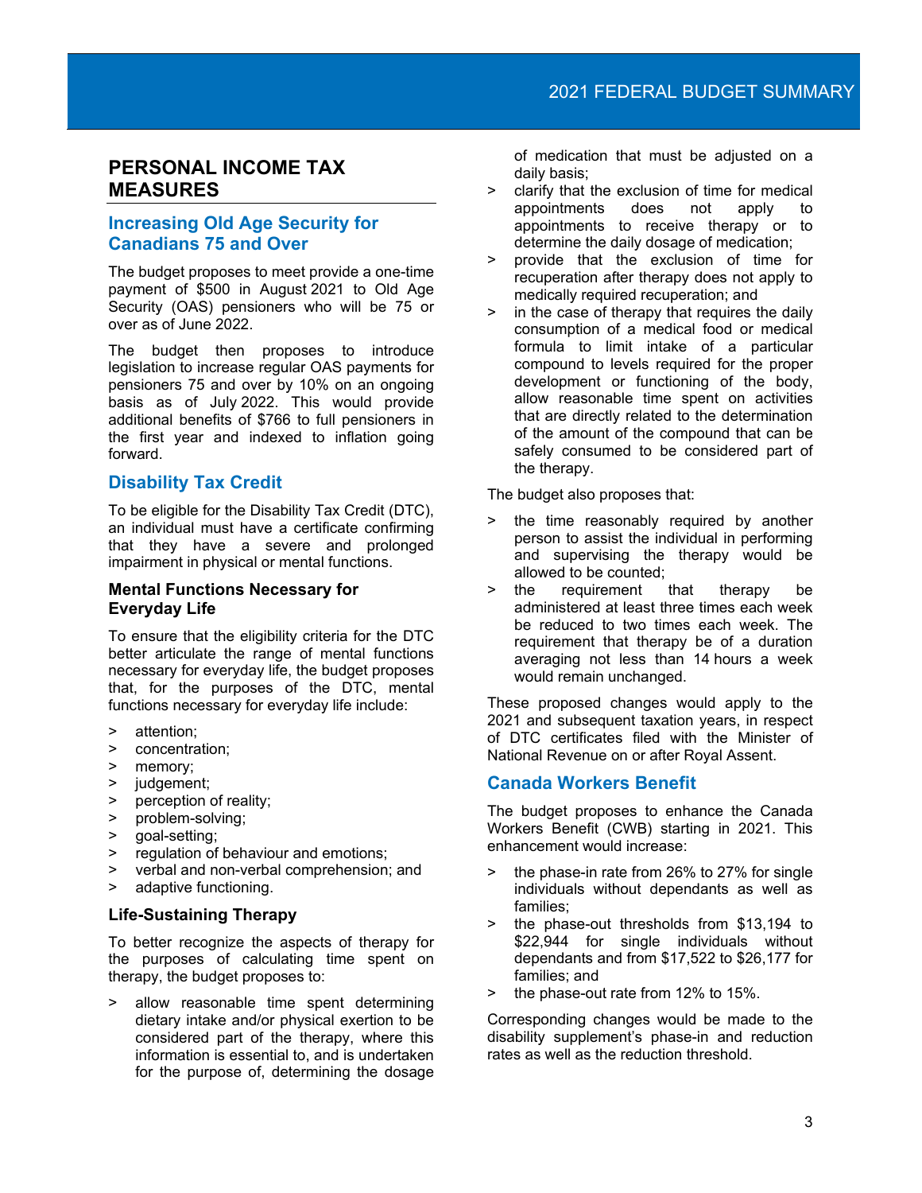## PERSONAL INCOME TAX MEASURES

### Increasing Old Age Security for Canadians 75 and Over

The budget proposes to meet provide a one-time payment of $500 in August 2021 to Old Age Security (OAS) pensioners who will be 75 or over as of June 2022.

The budget then proposes to introduce legislation to increase regular OAS payments for pensioners 75 and over by 10% on an ongoing basis as of July 2022. This would provide additional benefits of $766 to full pensioners in the first year and indexed to inflation going forward.

### Disability Tax Credit

To be eligible for the Disability Tax Credit (DTC), an individual must have a certificate confirming that they have a severe and prolonged impairment in physical or mental functions.

#### Mental Functions Necessary for Everyday Life

To ensure that the eligibility criteria for the DTC better articulate the range of mental functions necessary for everyday life, the budget proposes that, for the purposes of the DTC, mental functions necessary for everyday life include:

- attention;
- concentration;
- memory;
- judgement;
- perception of reality;
- problem-solving;
- goal-setting;
- regulation of behaviour and emotions;
- verbal and non-verbal comprehension; and
- adaptive functioning.

#### Life-Sustaining Therapy

To better recognize the aspects of therapy for the purposes of calculating time spent on therapy, the budget proposes to:

- allow reasonable time spent determining dietary intake and/or physical exertion to be considered part of the therapy, where this information is essential to, and is undertaken for the purpose of, determining the dosage of medication that must be adjusted on a daily basis;
- clarify that the exclusion of time for medical appointments does not apply to appointments to receive therapy or to determine the daily dosage of medication;
- provide that the exclusion of time for recuperation after therapy does not apply to medically required recuperation; and
- in the case of therapy that requires the daily consumption of a medical food or medical formula to limit intake of a particular compound to levels required for the proper development or functioning of the body, allow reasonable time spent on activities that are directly related to the determination of the amount of the compound that can be safely consumed to be considered part of the therapy.

The budget also proposes that:

- the time reasonably required by another person to assist the individual in performing and supervising the therapy would be allowed to be counted;
- the requirement that therapy be administered at least three times each week be reduced to two times each week. The requirement that therapy be of a duration averaging not less than 14 hours a week would remain unchanged.

These proposed changes would apply to the 2021 and subsequent taxation years, in respect of DTC certificates filed with the Minister of National Revenue on or after Royal Assent.

### Canada Workers Benefit

The budget proposes to enhance the Canada Workers Benefit (CWB) starting in 2021. This enhancement would increase:

- the phase-in rate from 26% to 27% for single individuals without dependants as well as families;
- the phase-out thresholds from $13,194 to $22,944 for single individuals without dependants and from $17,522 to $26,177 for families; and
- the phase-out rate from 12% to 15%.

Corresponding changes would be made to the disability supplement's phase-in and reduction rates as well as the reduction threshold.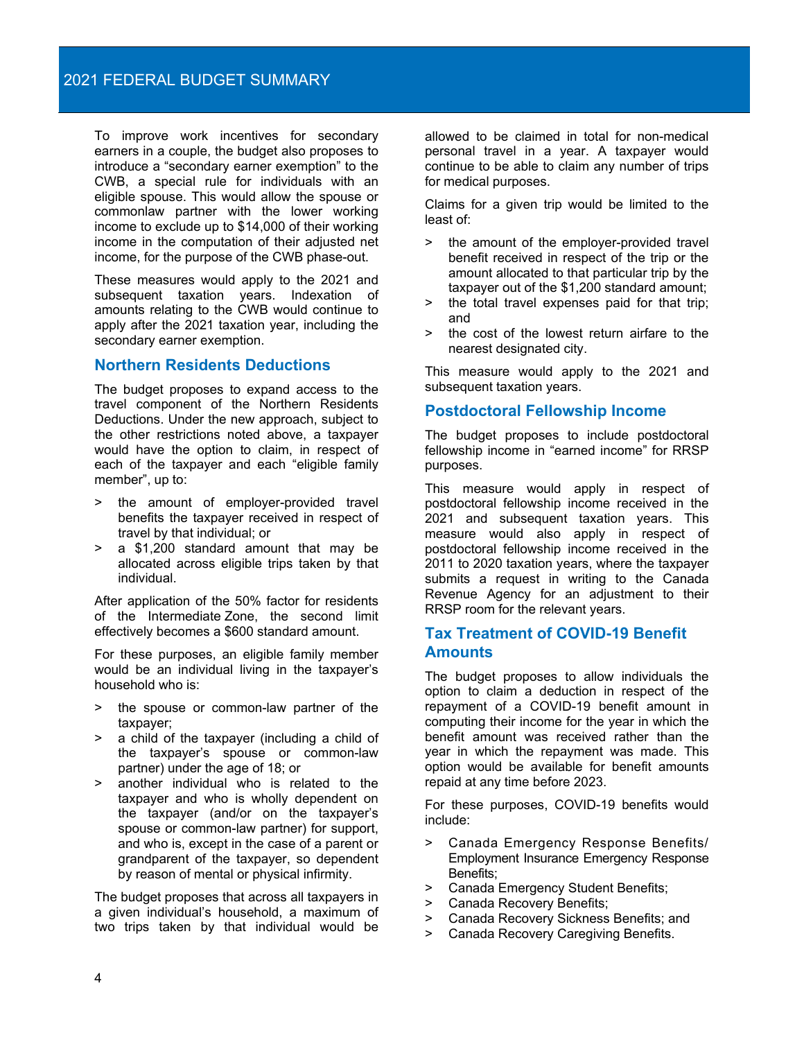To improve work incentives for secondary earners in a couple, the budget also proposes to introduce a "secondary earner exemption" to the CWB, a special rule for individuals with an eligible spouse. This would allow the spouse or commonlaw partner with the lower working income to exclude up to $14,000 of their working income in the computation of their adjusted net income, for the purpose of the CWB phase-out.

These measures would apply to the 2021 and subsequent taxation years. Indexation of amounts relating to the CWB would continue to apply after the 2021 taxation year, including the secondary earner exemption.

## Northern Residents Deductions

The budget proposes to expand access to the travel component of the Northern Residents Deductions. Under the new approach, subject to the other restrictions noted above, a taxpayer would have the option to claim, in respect of each of the taxpayer and each "eligible family member", up to:

> the amount of employer-provided travel benefits the taxpayer received in respect of travel by that individual; or
> a $1,200 standard amount that may be allocated across eligible trips taken by that individual.

After application of the 50% factor for residents of the Intermediate Zone, the second limit effectively becomes a $600 standard amount.

For these purposes, an eligible family member would be an individual living in the taxpayer's household who is:

> the spouse or common-law partner of the taxpayer;
> a child of the taxpayer (including a child of the taxpayer's spouse or common-law partner) under the age of 18; or
> another individual who is related to the taxpayer and who is wholly dependent on the taxpayer (and/or on the taxpayer's spouse or common-law partner) for support, and who is, except in the case of a parent or grandparent of the taxpayer, so dependent by reason of mental or physical infirmity.

The budget proposes that across all taxpayers in a given individual's household, a maximum of two trips taken by that individual would be allowed to be claimed in total for non-medical personal travel in a year. A taxpayer would continue to be able to claim any number of trips for medical purposes.

Claims for a given trip would be limited to the least of:

> the amount of the employer-provided travel benefit received in respect of the trip or the amount allocated to that particular trip by the taxpayer out of the $1,200 standard amount;
> the total travel expenses paid for that trip; and
> the cost of the lowest return airfare to the nearest designated city.

This measure would apply to the 2021 and subsequent taxation years.

## Postdoctoral Fellowship Income

The budget proposes to include postdoctoral fellowship income in "earned income" for RRSP purposes.

This measure would apply in respect of postdoctoral fellowship income received in the 2021 and subsequent taxation years. This measure would also apply in respect of postdoctoral fellowship income received in the 2011 to 2020 taxation years, where the taxpayer submits a request in writing to the Canada Revenue Agency for an adjustment to their RRSP room for the relevant years.

## Tax Treatment of COVID-19 Benefit Amounts

The budget proposes to allow individuals the option to claim a deduction in respect of the repayment of a COVID-19 benefit amount in computing their income for the year in which the benefit amount was received rather than the year in which the repayment was made. This option would be available for benefit amounts repaid at any time before 2023.

For these purposes, COVID-19 benefits would include:

> Canada Emergency Response Benefits/ Employment Insurance Emergency Response Benefits;
> Canada Emergency Student Benefits;
> Canada Recovery Benefits;
> Canada Recovery Sickness Benefits; and
> Canada Recovery Caregiving Benefits.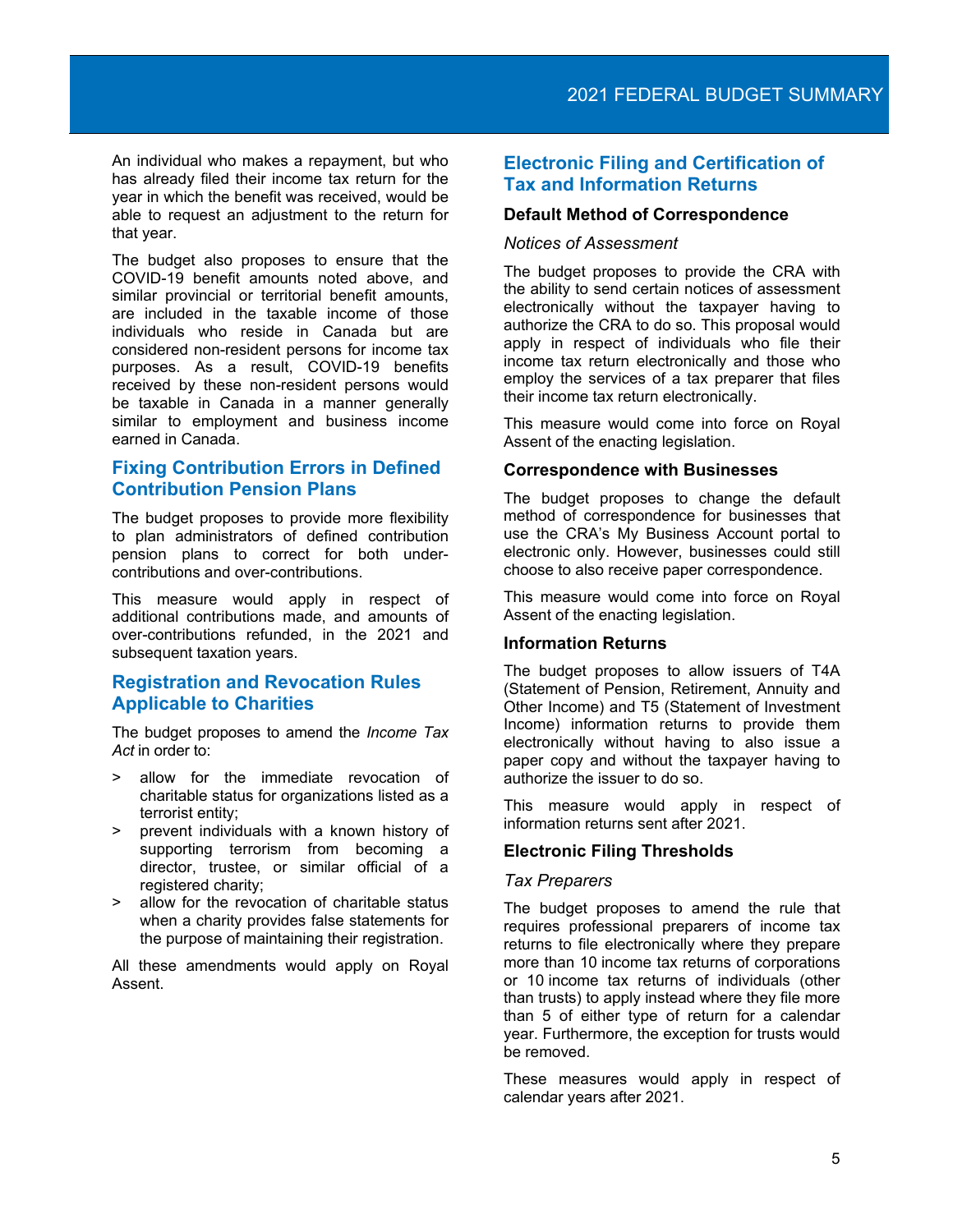An individual who makes a repayment, but who has already filed their income tax return for the year in which the benefit was received, would be able to request an adjustment to the return for that year.

The budget also proposes to ensure that the COVID-19 benefit amounts noted above, and similar provincial or territorial benefit amounts, are included in the taxable income of those individuals who reside in Canada but are considered non-resident persons for income tax purposes. As a result, COVID-19 benefits received by these non-resident persons would be taxable in Canada in a manner generally similar to employment and business income earned in Canada.

## Fixing Contribution Errors in Defined Contribution Pension Plans

The budget proposes to provide more flexibility to plan administrators of defined contribution pension plans to correct for both under-contributions and over-contributions.

This measure would apply in respect of additional contributions made, and amounts of over-contributions refunded, in the 2021 and subsequent taxation years.

## Registration and Revocation Rules Applicable to Charities

The budget proposes to amend the *Income Tax Act* in order to:

- allow for the immediate revocation of charitable status for organizations listed as a terrorist entity;
- prevent individuals with a known history of supporting terrorism from becoming a director, trustee, or similar official of a registered charity;
- allow for the revocation of charitable status when a charity provides false statements for the purpose of maintaining their registration.

All these amendments would apply on Royal Assent.

## Electronic Filing and Certification of Tax and Information Returns

### Default Method of Correspondence

*Notices of Assessment*

The budget proposes to provide the CRA with the ability to send certain notices of assessment electronically without the taxpayer having to authorize the CRA to do so. This proposal would apply in respect of individuals who file their income tax return electronically and those who employ the services of a tax preparer that files their income tax return electronically.

This measure would come into force on Royal Assent of the enacting legislation.

### Correspondence with Businesses

The budget proposes to change the default method of correspondence for businesses that use the CRA's My Business Account portal to electronic only. However, businesses could still choose to also receive paper correspondence.

This measure would come into force on Royal Assent of the enacting legislation.

### Information Returns

The budget proposes to allow issuers of T4A (Statement of Pension, Retirement, Annuity and Other Income) and T5 (Statement of Investment Income) information returns to provide them electronically without having to also issue a paper copy and without the taxpayer having to authorize the issuer to do so.

This measure would apply in respect of information returns sent after 2021.

### Electronic Filing Thresholds

*Tax Preparers*

The budget proposes to amend the rule that requires professional preparers of income tax returns to file electronically where they prepare more than 10 income tax returns of corporations or 10 income tax returns of individuals (other than trusts) to apply instead where they file more than 5 of either type of return for a calendar year. Furthermore, the exception for trusts would be removed.

These measures would apply in respect of calendar years after 2021.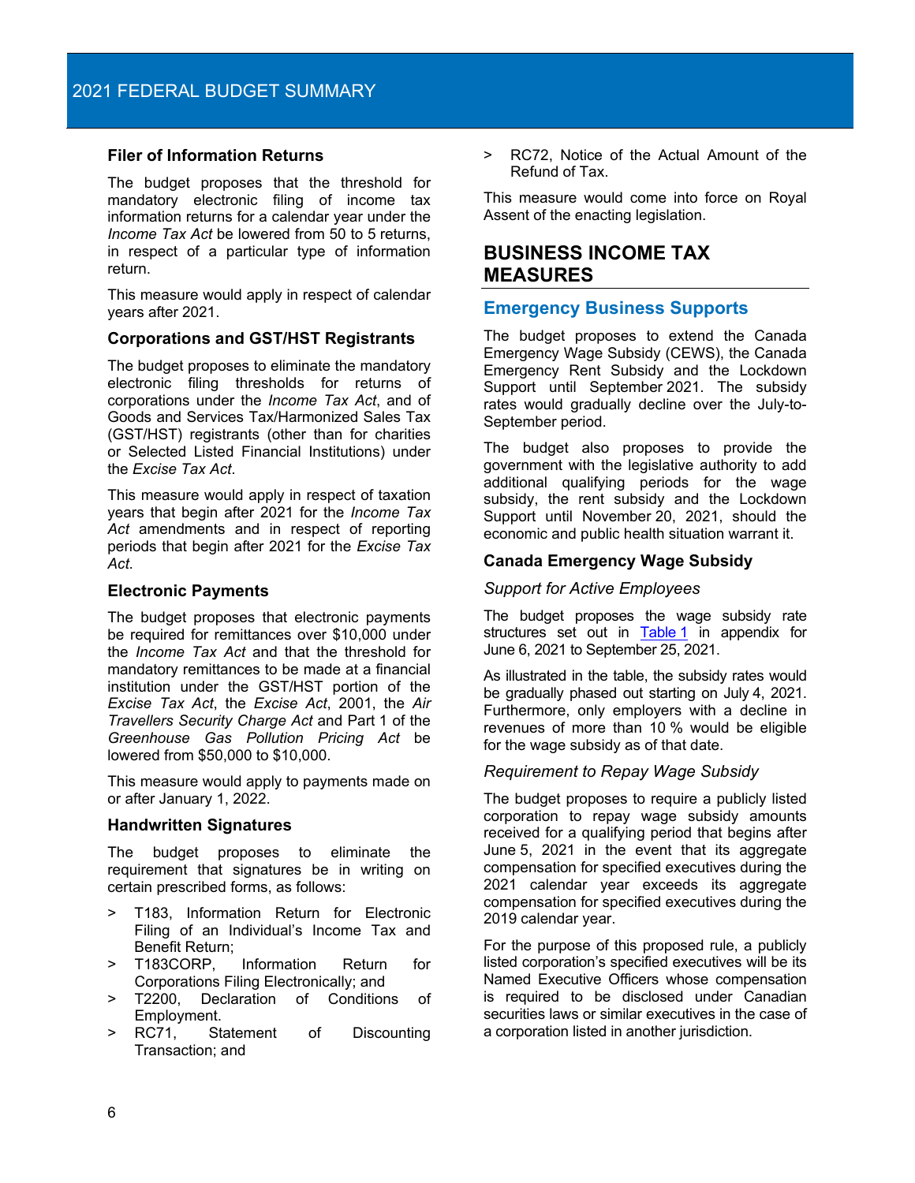### Filer of Information Returns

The budget proposes that the threshold for mandatory electronic filing of income tax information returns for a calendar year under the *Income Tax Act* be lowered from 50 to 5 returns, in respect of a particular type of information return.

This measure would apply in respect of calendar years after 2021.

### Corporations and GST/HST Registrants

The budget proposes to eliminate the mandatory electronic filing thresholds for returns of corporations under the *Income Tax Act*, and of Goods and Services Tax/Harmonized Sales Tax (GST/HST) registrants (other than for charities or Selected Listed Financial Institutions) under the *Excise Tax Act*.

This measure would apply in respect of taxation years that begin after 2021 for the *Income Tax Act* amendments and in respect of reporting periods that begin after 2021 for the *Excise Tax Act*.

### Electronic Payments

The budget proposes that electronic payments be required for remittances over $10,000 under the *Income Tax Act* and that the threshold for mandatory remittances to be made at a financial institution under the GST/HST portion of the *Excise Tax Act*, the *Excise Act*, 2001, the *Air Travellers Security Charge Act* and Part 1 of the *Greenhouse Gas Pollution Pricing Act* be lowered from $50,000 to $10,000.

This measure would apply to payments made on or after January 1, 2022.

### Handwritten Signatures

The budget proposes to eliminate the requirement that signatures be in writing on certain prescribed forms, as follows:

> T183, Information Return for Electronic Filing of an Individual's Income Tax and Benefit Return;
> T183CORP, Information Return for Corporations Filing Electronically; and
> T2200, Declaration of Conditions of Employment.
> RC71, Statement of Discounting Transaction; and
> RC72, Notice of the Actual Amount of the Refund of Tax.

This measure would come into force on Royal Assent of the enacting legislation.

# BUSINESS INCOME TAX MEASURES

## Emergency Business Supports

The budget proposes to extend the Canada Emergency Wage Subsidy (CEWS), the Canada Emergency Rent Subsidy and the Lockdown Support until September 2021. The subsidy rates would gradually decline over the July-to-September period.

The budget also proposes to provide the government with the legislative authority to add additional qualifying periods for the wage subsidy, the rent subsidy and the Lockdown Support until November 20, 2021, should the economic and public health situation warrant it.

### Canada Emergency Wage Subsidy

*Support for Active Employees*

The budget proposes the wage subsidy rate structures set out in Table 1 in appendix for June 6, 2021 to September 25, 2021.

As illustrated in the table, the subsidy rates would be gradually phased out starting on July 4, 2021. Furthermore, only employers with a decline in revenues of more than 10 % would be eligible for the wage subsidy as of that date.

*Requirement to Repay Wage Subsidy*

The budget proposes to require a publicly listed corporation to repay wage subsidy amounts received for a qualifying period that begins after June 5, 2021 in the event that its aggregate compensation for specified executives during the 2021 calendar year exceeds its aggregate compensation for specified executives during the 2019 calendar year.

For the purpose of this proposed rule, a publicly listed corporation's specified executives will be its Named Executive Officers whose compensation is required to be disclosed under Canadian securities laws or similar executives in the case of a corporation listed in another jurisdiction.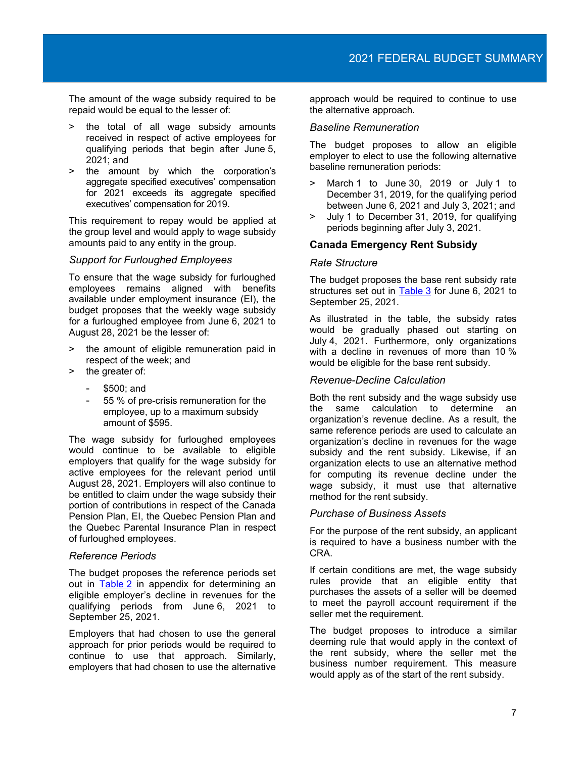The amount of the wage subsidy required to be repaid would be equal to the lesser of:

- the total of all wage subsidy amounts received in respect of active employees for qualifying periods that begin after June 5, 2021; and
- the amount by which the corporation's aggregate specified executives' compensation for 2021 exceeds its aggregate specified executives' compensation for 2019.

This requirement to repay would be applied at the group level and would apply to wage subsidy amounts paid to any entity in the group.

### *Support for Furloughed Employees*

To ensure that the wage subsidy for furloughed employees remains aligned with benefits available under employment insurance (EI), the budget proposes that the weekly wage subsidy for a furloughed employee from June 6, 2021 to August 28, 2021 be the lesser of:

- the amount of eligible remuneration paid in respect of the week; and
- the greater of:
  - $500; and
  - 55 % of pre-crisis remuneration for the employee, up to a maximum subsidy amount of $595.

The wage subsidy for furloughed employees would continue to be available to eligible employers that qualify for the wage subsidy for active employees for the relevant period until August 28, 2021. Employers will also continue to be entitled to claim under the wage subsidy their portion of contributions in respect of the Canada Pension Plan, EI, the Quebec Pension Plan and the Quebec Parental Insurance Plan in respect of furloughed employees.

### *Reference Periods*

The budget proposes the reference periods set out in Table 2 in appendix for determining an eligible employer's decline in revenues for the qualifying periods from June 6, 2021 to September 25, 2021.

Employers that had chosen to use the general approach for prior periods would be required to continue to use that approach. Similarly, employers that had chosen to use the alternative approach would be required to continue to use the alternative approach.

### *Baseline Remuneration*

The budget proposes to allow an eligible employer to elect to use the following alternative baseline remuneration periods:

- March 1 to June 30, 2019 or July 1 to December 31, 2019, for the qualifying period between June 6, 2021 and July 3, 2021; and
- July 1 to December 31, 2019, for qualifying periods beginning after July 3, 2021.

## **Canada Emergency Rent Subsidy**

### *Rate Structure*

The budget proposes the base rent subsidy rate structures set out in Table 3 for June 6, 2021 to September 25, 2021.

As illustrated in the table, the subsidy rates would be gradually phased out starting on July 4, 2021. Furthermore, only organizations with a decline in revenues of more than 10 % would be eligible for the base rent subsidy.

### *Revenue-Decline Calculation*

Both the rent subsidy and the wage subsidy use the same calculation to determine an organization's revenue decline. As a result, the same reference periods are used to calculate an organization's decline in revenues for the wage subsidy and the rent subsidy. Likewise, if an organization elects to use an alternative method for computing its revenue decline under the wage subsidy, it must use that alternative method for the rent subsidy.

### *Purchase of Business Assets*

For the purpose of the rent subsidy, an applicant is required to have a business number with the CRA.

If certain conditions are met, the wage subsidy rules provide that an eligible entity that purchases the assets of a seller will be deemed to meet the payroll account requirement if the seller met the requirement.

The budget proposes to introduce a similar deeming rule that would apply in the context of the rent subsidy, where the seller met the business number requirement. This measure would apply as of the start of the rent subsidy.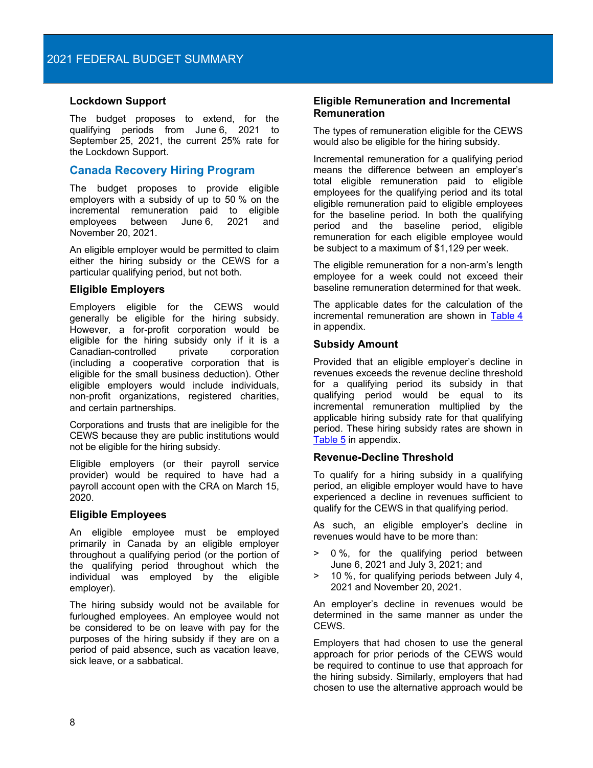### Lockdown Support

The budget proposes to extend, for the qualifying periods from June 6, 2021 to September 25, 2021, the current 25% rate for the Lockdown Support.

## Canada Recovery Hiring Program

The budget proposes to provide eligible employers with a subsidy of up to 50 % on the incremental remuneration paid to eligible employees between June 6, 2021 and November 20, 2021.

An eligible employer would be permitted to claim either the hiring subsidy or the CEWS for a particular qualifying period, but not both.

### Eligible Employers

Employers eligible for the CEWS would generally be eligible for the hiring subsidy. However, a for-profit corporation would be eligible for the hiring subsidy only if it is a Canadian-controlled private corporation (including a cooperative corporation that is eligible for the small business deduction). Other eligible employers would include individuals, non-profit organizations, registered charities, and certain partnerships.

Corporations and trusts that are ineligible for the CEWS because they are public institutions would not be eligible for the hiring subsidy.

Eligible employers (or their payroll service provider) would be required to have had a payroll account open with the CRA on March 15, 2020.

### Eligible Employees

An eligible employee must be employed primarily in Canada by an eligible employer throughout a qualifying period (or the portion of the qualifying period throughout which the individual was employed by the eligible employer).

The hiring subsidy would not be available for furloughed employees. An employee would not be considered to be on leave with pay for the purposes of the hiring subsidy if they are on a period of paid absence, such as vacation leave, sick leave, or a sabbatical.

### Eligible Remuneration and Incremental Remuneration

The types of remuneration eligible for the CEWS would also be eligible for the hiring subsidy.

Incremental remuneration for a qualifying period means the difference between an employer's total eligible remuneration paid to eligible employees for the qualifying period and its total eligible remuneration paid to eligible employees for the baseline period. In both the qualifying period and the baseline period, eligible remuneration for each eligible employee would be subject to a maximum of $1,129 per week.

The eligible remuneration for a non-arm's length employee for a week could not exceed their baseline remuneration determined for that week.

The applicable dates for the calculation of the incremental remuneration are shown in Table 4 in appendix.

### Subsidy Amount

Provided that an eligible employer's decline in revenues exceeds the revenue decline threshold for a qualifying period its subsidy in that qualifying period would be equal to its incremental remuneration multiplied by the applicable hiring subsidy rate for that qualifying period. These hiring subsidy rates are shown in Table 5 in appendix.

### Revenue-Decline Threshold

To qualify for a hiring subsidy in a qualifying period, an eligible employer would have to have experienced a decline in revenues sufficient to qualify for the CEWS in that qualifying period.

As such, an eligible employer's decline in revenues would have to be more than:

> 0 %, for the qualifying period between June 6, 2021 and July 3, 2021; and
> 10 %, for qualifying periods between July 4, 2021 and November 20, 2021.

An employer's decline in revenues would be determined in the same manner as under the CEWS.

Employers that had chosen to use the general approach for prior periods of the CEWS would be required to continue to use that approach for the hiring subsidy. Similarly, employers that had chosen to use the alternative approach would be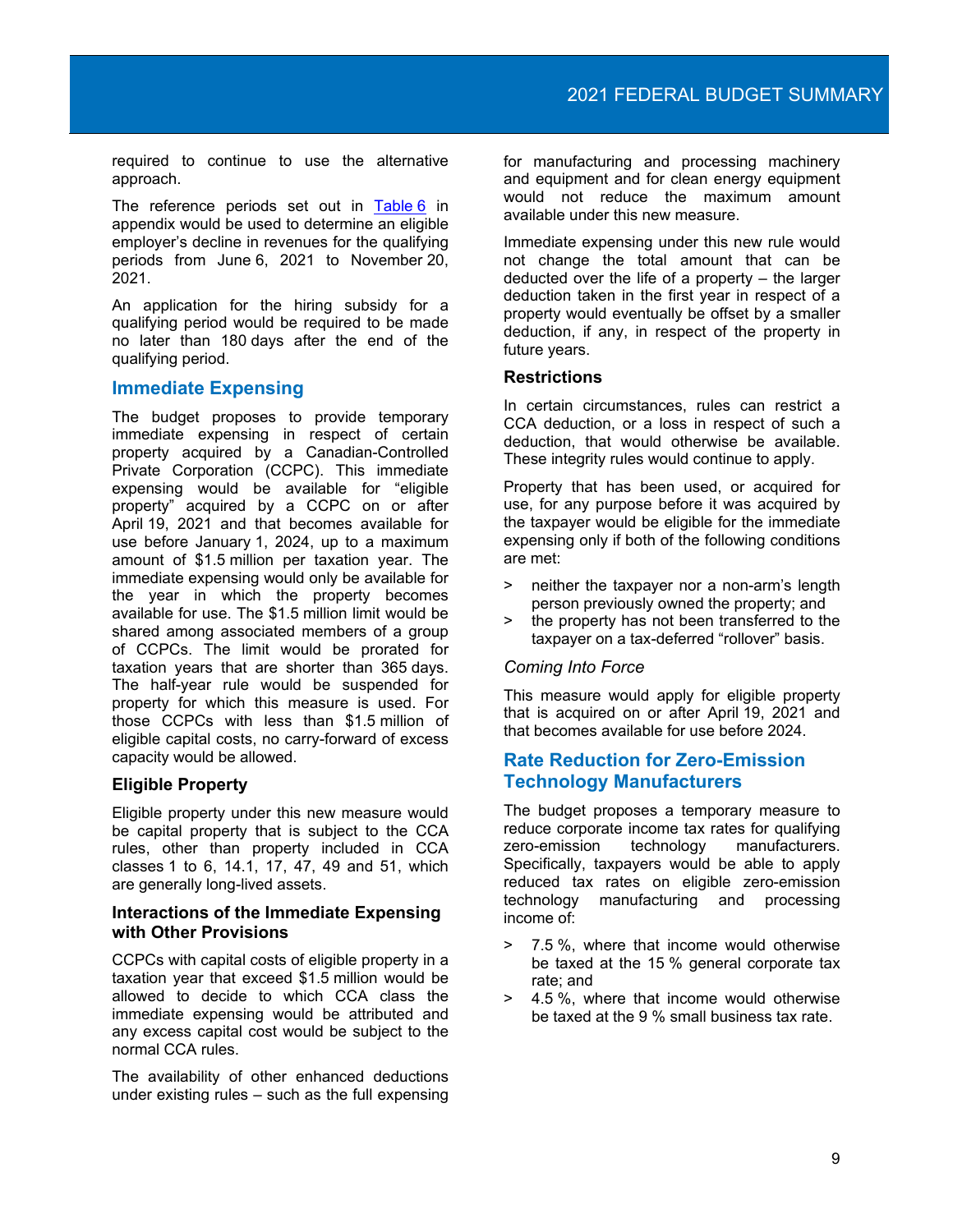required to continue to use the alternative approach.

The reference periods set out in Table 6 in appendix would be used to determine an eligible employer's decline in revenues for the qualifying periods from June 6, 2021 to November 20, 2021.

An application for the hiring subsidy for a qualifying period would be required to be made no later than 180 days after the end of the qualifying period.

## Immediate Expensing

The budget proposes to provide temporary immediate expensing in respect of certain property acquired by a Canadian-Controlled Private Corporation (CCPC). This immediate expensing would be available for "eligible property" acquired by a CCPC on or after April 19, 2021 and that becomes available for use before January 1, 2024, up to a maximum amount of $1.5 million per taxation year. The immediate expensing would only be available for the year in which the property becomes available for use. The $1.5 million limit would be shared among associated members of a group of CCPCs. The limit would be prorated for taxation years that are shorter than 365 days. The half-year rule would be suspended for property for which this measure is used. For those CCPCs with less than $1.5 million of eligible capital costs, no carry-forward of excess capacity would be allowed.

### Eligible Property

Eligible property under this new measure would be capital property that is subject to the CCA rules, other than property included in CCA classes 1 to 6, 14.1, 17, 47, 49 and 51, which are generally long-lived assets.

### Interactions of the Immediate Expensing with Other Provisions

CCPCs with capital costs of eligible property in a taxation year that exceed $1.5 million would be allowed to decide to which CCA class the immediate expensing would be attributed and any excess capital cost would be subject to the normal CCA rules.

The availability of other enhanced deductions under existing rules – such as the full expensing for manufacturing and processing machinery and equipment and for clean energy equipment would not reduce the maximum amount available under this new measure.

Immediate expensing under this new rule would not change the total amount that can be deducted over the life of a property – the larger deduction taken in the first year in respect of a property would eventually be offset by a smaller deduction, if any, in respect of the property in future years.

### Restrictions

In certain circumstances, rules can restrict a CCA deduction, or a loss in respect of such a deduction, that would otherwise be available. These integrity rules would continue to apply.

Property that has been used, or acquired for use, for any purpose before it was acquired by the taxpayer would be eligible for the immediate expensing only if both of the following conditions are met:

- neither the taxpayer nor a non-arm's length person previously owned the property; and
- the property has not been transferred to the taxpayer on a tax-deferred "rollover" basis.

*Coming Into Force*

This measure would apply for eligible property that is acquired on or after April 19, 2021 and that becomes available for use before 2024.

## Rate Reduction for Zero-Emission Technology Manufacturers

The budget proposes a temporary measure to reduce corporate income tax rates for qualifying zero-emission technology manufacturers. Specifically, taxpayers would be able to apply reduced tax rates on eligible zero-emission technology manufacturing and processing income of:

- 7.5 %, where that income would otherwise be taxed at the 15 % general corporate tax rate; and
- 4.5 %, where that income would otherwise be taxed at the 9 % small business tax rate.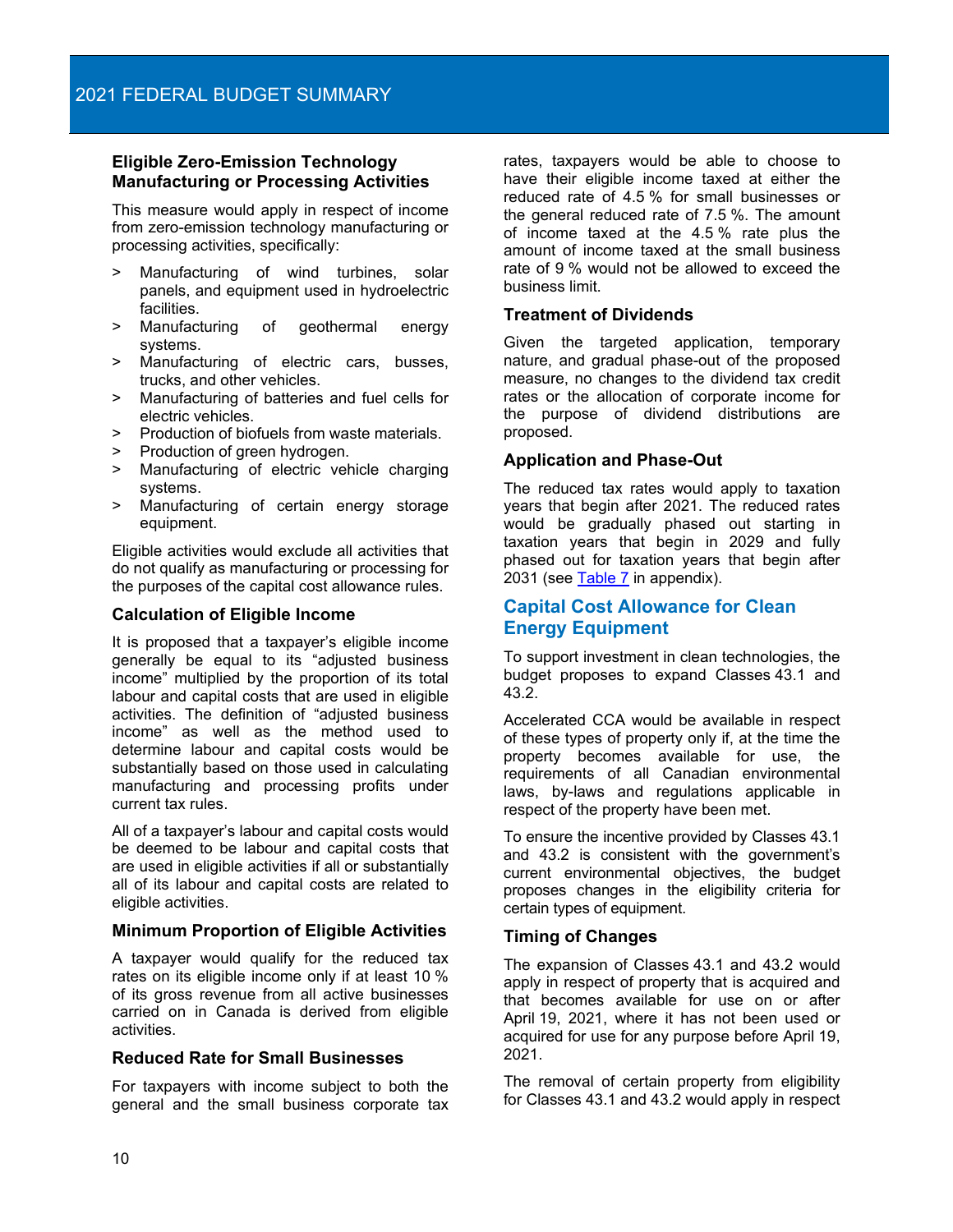### Eligible Zero-Emission Technology Manufacturing or Processing Activities

This measure would apply in respect of income from zero-emission technology manufacturing or processing activities, specifically:

> Manufacturing of wind turbines, solar panels, and equipment used in hydroelectric facilities.
> Manufacturing of geothermal energy systems.
> Manufacturing of electric cars, busses, trucks, and other vehicles.
> Manufacturing of batteries and fuel cells for electric vehicles.
> Production of biofuels from waste materials.
> Production of green hydrogen.
> Manufacturing of electric vehicle charging systems.
> Manufacturing of certain energy storage equipment.

Eligible activities would exclude all activities that do not qualify as manufacturing or processing for the purposes of the capital cost allowance rules.

### Calculation of Eligible Income

It is proposed that a taxpayer's eligible income generally be equal to its "adjusted business income" multiplied by the proportion of its total labour and capital costs that are used in eligible activities. The definition of "adjusted business income" as well as the method used to determine labour and capital costs would be substantially based on those used in calculating manufacturing and processing profits under current tax rules.

All of a taxpayer's labour and capital costs would be deemed to be labour and capital costs that are used in eligible activities if all or substantially all of its labour and capital costs are related to eligible activities.

### Minimum Proportion of Eligible Activities

A taxpayer would qualify for the reduced tax rates on its eligible income only if at least 10 % of its gross revenue from all active businesses carried on in Canada is derived from eligible activities.

### Reduced Rate for Small Businesses

For taxpayers with income subject to both the general and the small business corporate tax rates, taxpayers would be able to choose to have their eligible income taxed at either the reduced rate of 4.5 % for small businesses or the general reduced rate of 7.5 %. The amount of income taxed at the 4.5 % rate plus the amount of income taxed at the small business rate of 9 % would not be allowed to exceed the business limit.

### Treatment of Dividends

Given the targeted application, temporary nature, and gradual phase-out of the proposed measure, no changes to the dividend tax credit rates or the allocation of corporate income for the purpose of dividend distributions are proposed.

### Application and Phase-Out

The reduced tax rates would apply to taxation years that begin after 2021. The reduced rates would be gradually phased out starting in taxation years that begin in 2029 and fully phased out for taxation years that begin after 2031 (see Table 7 in appendix).

## Capital Cost Allowance for Clean Energy Equipment

To support investment in clean technologies, the budget proposes to expand Classes 43.1 and 43.2.

Accelerated CCA would be available in respect of these types of property only if, at the time the property becomes available for use, the requirements of all Canadian environmental laws, by-laws and regulations applicable in respect of the property have been met.

To ensure the incentive provided by Classes 43.1 and 43.2 is consistent with the government's current environmental objectives, the budget proposes changes in the eligibility criteria for certain types of equipment.

### Timing of Changes

The expansion of Classes 43.1 and 43.2 would apply in respect of property that is acquired and that becomes available for use on or after April 19, 2021, where it has not been used or acquired for use for any purpose before April 19, 2021.

The removal of certain property from eligibility for Classes 43.1 and 43.2 would apply in respect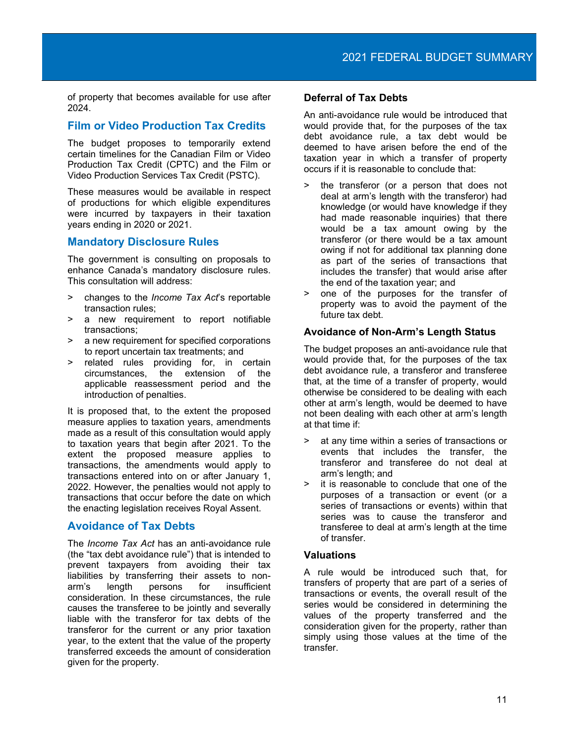of property that becomes available for use after 2024.

## Film or Video Production Tax Credits

The budget proposes to temporarily extend certain timelines for the Canadian Film or Video Production Tax Credit (CPTC) and the Film or Video Production Services Tax Credit (PSTC).

These measures would be available in respect of productions for which eligible expenditures were incurred by taxpayers in their taxation years ending in 2020 or 2021.

## Mandatory Disclosure Rules

The government is consulting on proposals to enhance Canada's mandatory disclosure rules. This consultation will address:

- changes to the *Income Tax Act*'s reportable transaction rules;
- a new requirement to report notifiable transactions;
- a new requirement for specified corporations to report uncertain tax treatments; and
- related rules providing for, in certain circumstances, the extension of the applicable reassessment period and the introduction of penalties.

It is proposed that, to the extent the proposed measure applies to taxation years, amendments made as a result of this consultation would apply to taxation years that begin after 2021. To the extent the proposed measure applies to transactions, the amendments would apply to transactions entered into on or after January 1, 2022. However, the penalties would not apply to transactions that occur before the date on which the enacting legislation receives Royal Assent.

## Avoidance of Tax Debts

The *Income Tax Act* has an anti-avoidance rule (the "tax debt avoidance rule") that is intended to prevent taxpayers from avoiding their tax liabilities by transferring their assets to non-arm's length persons for insufficient consideration. In these circumstances, the rule causes the transferee to be jointly and severally liable with the transferor for tax debts of the transferor for the current or any prior taxation year, to the extent that the value of the property transferred exceeds the amount of consideration given for the property.

### Deferral of Tax Debts

An anti-avoidance rule would be introduced that would provide that, for the purposes of the tax debt avoidance rule, a tax debt would be deemed to have arisen before the end of the taxation year in which a transfer of property occurs if it is reasonable to conclude that:

- the transferor (or a person that does not deal at arm's length with the transferor) had knowledge (or would have knowledge if they had made reasonable inquiries) that there would be a tax amount owing by the transferor (or there would be a tax amount owing if not for additional tax planning done as part of the series of transactions that includes the transfer) that would arise after the end of the taxation year; and
- one of the purposes for the transfer of property was to avoid the payment of the future tax debt.

### Avoidance of Non-Arm's Length Status

The budget proposes an anti-avoidance rule that would provide that, for the purposes of the tax debt avoidance rule, a transferor and transferee that, at the time of a transfer of property, would otherwise be considered to be dealing with each other at arm's length, would be deemed to have not been dealing with each other at arm's length at that time if:

- at any time within a series of transactions or events that includes the transfer, the transferor and transferee do not deal at arm's length; and
- it is reasonable to conclude that one of the purposes of a transaction or event (or a series of transactions or events) within that series was to cause the transferor and transferee to deal at arm's length at the time of transfer.

### Valuations

A rule would be introduced such that, for transfers of property that are part of a series of transactions or events, the overall result of the series would be considered in determining the values of the property transferred and the consideration given for the property, rather than simply using those values at the time of the transfer.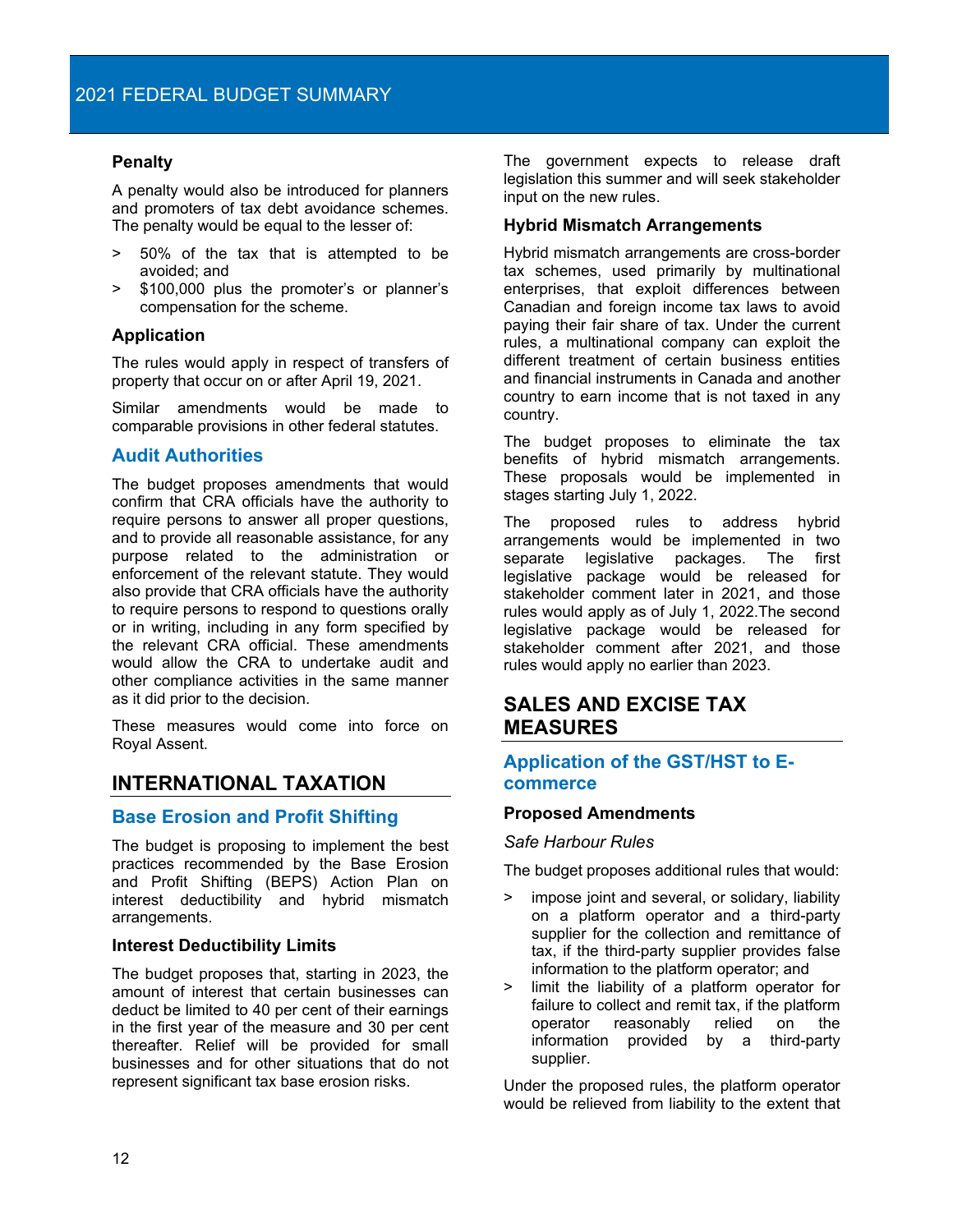#### Penalty

A penalty would also be introduced for planners and promoters of tax debt avoidance schemes. The penalty would be equal to the lesser of:

> 50% of the tax that is attempted to be avoided; and
> $100,000 plus the promoter's or planner's compensation for the scheme.

#### Application

The rules would apply in respect of transfers of property that occur on or after April 19, 2021.

Similar amendments would be made to comparable provisions in other federal statutes.

### Audit Authorities

The budget proposes amendments that would confirm that CRA officials have the authority to require persons to answer all proper questions, and to provide all reasonable assistance, for any purpose related to the administration or enforcement of the relevant statute. They would also provide that CRA officials have the authority to require persons to respond to questions orally or in writing, including in any form specified by the relevant CRA official. These amendments would allow the CRA to undertake audit and other compliance activities in the same manner as it did prior to the decision.

These measures would come into force on Royal Assent.

## INTERNATIONAL TAXATION

### Base Erosion and Profit Shifting

The budget is proposing to implement the best practices recommended by the Base Erosion and Profit Shifting (BEPS) Action Plan on interest deductibility and hybrid mismatch arrangements.

#### Interest Deductibility Limits

The budget proposes that, starting in 2023, the amount of interest that certain businesses can deduct be limited to 40 per cent of their earnings in the first year of the measure and 30 per cent thereafter. Relief will be provided for small businesses and for other situations that do not represent significant tax base erosion risks.

The government expects to release draft legislation this summer and will seek stakeholder input on the new rules.

#### Hybrid Mismatch Arrangements

Hybrid mismatch arrangements are cross-border tax schemes, used primarily by multinational enterprises, that exploit differences between Canadian and foreign income tax laws to avoid paying their fair share of tax. Under the current rules, a multinational company can exploit the different treatment of certain business entities and financial instruments in Canada and another country to earn income that is not taxed in any country.

The budget proposes to eliminate the tax benefits of hybrid mismatch arrangements. These proposals would be implemented in stages starting July 1, 2022.

The proposed rules to address hybrid arrangements would be implemented in two separate legislative packages. The first legislative package would be released for stakeholder comment later in 2021, and those rules would apply as of July 1, 2022.The second legislative package would be released for stakeholder comment after 2021, and those rules would apply no earlier than 2023.

## SALES AND EXCISE TAX MEASURES

### Application of the GST/HST to E-commerce

#### Proposed Amendments

*Safe Harbour Rules*

The budget proposes additional rules that would:

> impose joint and several, or solidary, liability on a platform operator and a third-party supplier for the collection and remittance of tax, if the third-party supplier provides false information to the platform operator; and
> limit the liability of a platform operator for failure to collect and remit tax, if the platform operator reasonably relied on the information provided by a third-party supplier.

Under the proposed rules, the platform operator would be relieved from liability to the extent that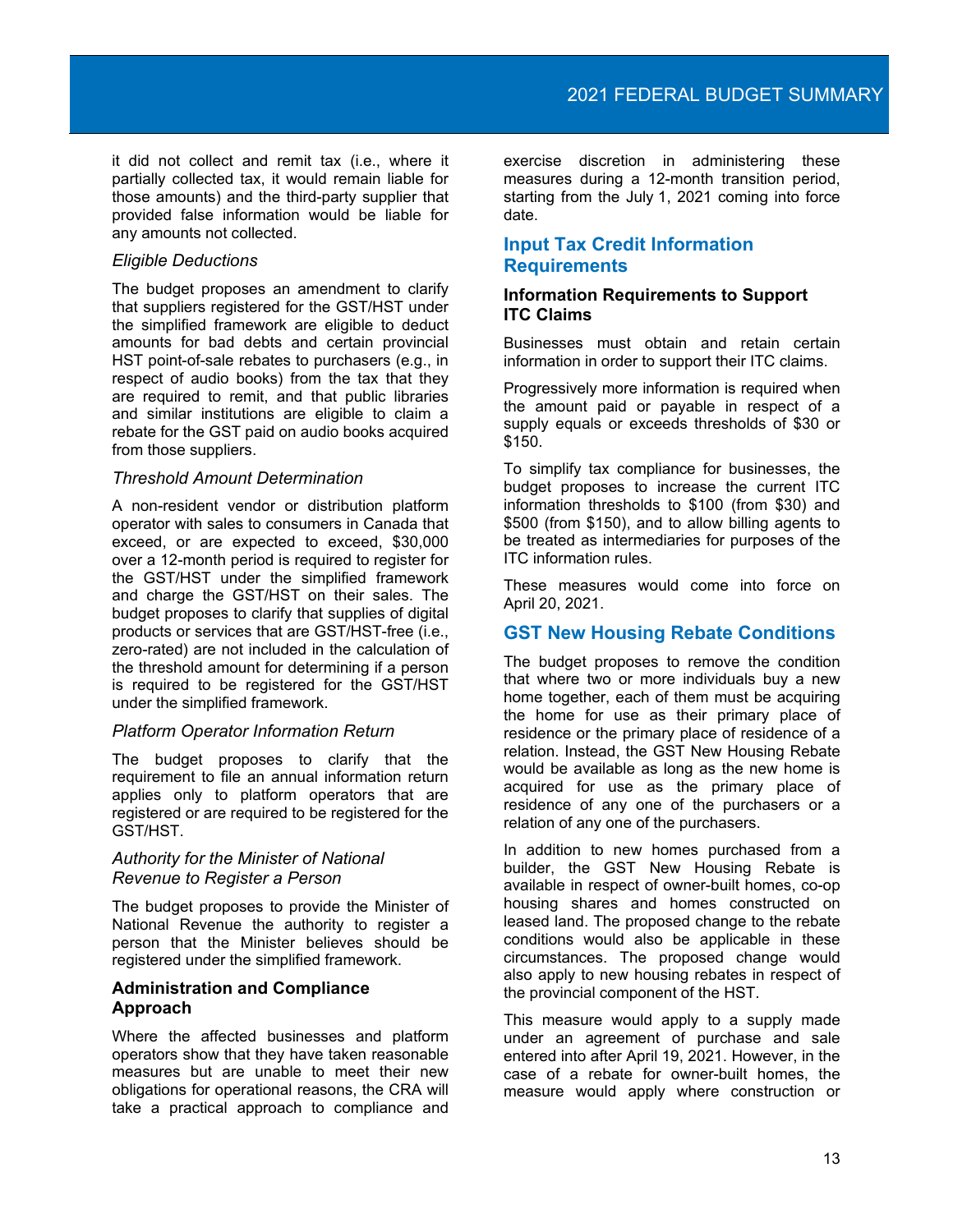it did not collect and remit tax (i.e., where it partially collected tax, it would remain liable for those amounts) and the third-party supplier that provided false information would be liable for any amounts not collected.

*Eligible Deductions*

The budget proposes an amendment to clarify that suppliers registered for the GST/HST under the simplified framework are eligible to deduct amounts for bad debts and certain provincial HST point-of-sale rebates to purchasers (e.g., in respect of audio books) from the tax that they are required to remit, and that public libraries and similar institutions are eligible to claim a rebate for the GST paid on audio books acquired from those suppliers.

*Threshold Amount Determination*

A non-resident vendor or distribution platform operator with sales to consumers in Canada that exceed, or are expected to exceed, $30,000 over a 12-month period is required to register for the GST/HST under the simplified framework and charge the GST/HST on their sales. The budget proposes to clarify that supplies of digital products or services that are GST/HST-free (i.e., zero-rated) are not included in the calculation of the threshold amount for determining if a person is required to be registered for the GST/HST under the simplified framework.

*Platform Operator Information Return*

The budget proposes to clarify that the requirement to file an annual information return applies only to platform operators that are registered or are required to be registered for the GST/HST.

*Authority for the Minister of National Revenue to Register a Person*

The budget proposes to provide the Minister of National Revenue the authority to register a person that the Minister believes should be registered under the simplified framework.

**Administration and Compliance Approach**

Where the affected businesses and platform operators show that they have taken reasonable measures but are unable to meet their new obligations for operational reasons, the CRA will take a practical approach to compliance and exercise discretion in administering these measures during a 12-month transition period, starting from the July 1, 2021 coming into force date.

## Input Tax Credit Information Requirements

**Information Requirements to Support ITC Claims**

Businesses must obtain and retain certain information in order to support their ITC claims.

Progressively more information is required when the amount paid or payable in respect of a supply equals or exceeds thresholds of $30 or $150.

To simplify tax compliance for businesses, the budget proposes to increase the current ITC information thresholds to $100 (from $30) and $500 (from $150), and to allow billing agents to be treated as intermediaries for purposes of the ITC information rules.

These measures would come into force on April 20, 2021.

## GST New Housing Rebate Conditions

The budget proposes to remove the condition that where two or more individuals buy a new home together, each of them must be acquiring the home for use as their primary place of residence or the primary place of residence of a relation. Instead, the GST New Housing Rebate would be available as long as the new home is acquired for use as the primary place of residence of any one of the purchasers or a relation of any one of the purchasers.

In addition to new homes purchased from a builder, the GST New Housing Rebate is available in respect of owner-built homes, co-op housing shares and homes constructed on leased land. The proposed change to the rebate conditions would also be applicable in these circumstances. The proposed change would also apply to new housing rebates in respect of the provincial component of the HST.

This measure would apply to a supply made under an agreement of purchase and sale entered into after April 19, 2021. However, in the case of a rebate for owner-built homes, the measure would apply where construction or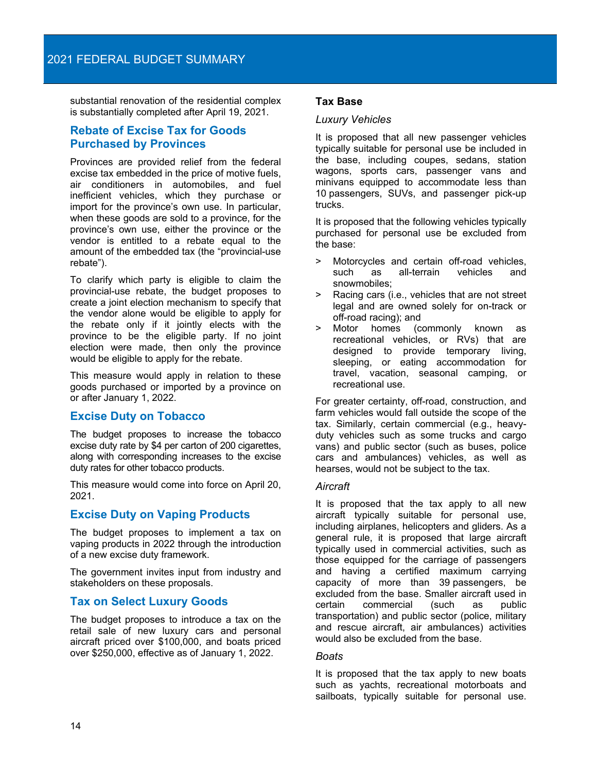substantial renovation of the residential complex is substantially completed after April 19, 2021.

## Rebate of Excise Tax for Goods Purchased by Provinces

Provinces are provided relief from the federal excise tax embedded in the price of motive fuels, air conditioners in automobiles, and fuel inefficient vehicles, which they purchase or import for the province's own use. In particular, when these goods are sold to a province, for the province's own use, either the province or the vendor is entitled to a rebate equal to the amount of the embedded tax (the "provincial-use rebate").

To clarify which party is eligible to claim the provincial-use rebate, the budget proposes to create a joint election mechanism to specify that the vendor alone would be eligible to apply for the rebate only if it jointly elects with the province to be the eligible party. If no joint election were made, then only the province would be eligible to apply for the rebate.

This measure would apply in relation to these goods purchased or imported by a province on or after January 1, 2022.

## Excise Duty on Tobacco

The budget proposes to increase the tobacco excise duty rate by $4 per carton of 200 cigarettes, along with corresponding increases to the excise duty rates for other tobacco products.

This measure would come into force on April 20, 2021.

## Excise Duty on Vaping Products

The budget proposes to implement a tax on vaping products in 2022 through the introduction of a new excise duty framework.

The government invites input from industry and stakeholders on these proposals.

## Tax on Select Luxury Goods

The budget proposes to introduce a tax on the retail sale of new luxury cars and personal aircraft priced over $100,000, and boats priced over $250,000, effective as of January 1, 2022.

### Tax Base

*Luxury Vehicles*

It is proposed that all new passenger vehicles typically suitable for personal use be included in the base, including coupes, sedans, station wagons, sports cars, passenger vans and minivans equipped to accommodate less than 10 passengers, SUVs, and passenger pick-up trucks.

It is proposed that the following vehicles typically purchased for personal use be excluded from the base:

> Motorcycles and certain off-road vehicles, such as all-terrain vehicles and snowmobiles;

> Racing cars (i.e., vehicles that are not street legal and are owned solely for on-track or off-road racing); and

> Motor homes (commonly known as recreational vehicles, or RVs) that are designed to provide temporary living, sleeping, or eating accommodation for travel, vacation, seasonal camping, or recreational use.

For greater certainty, off-road, construction, and farm vehicles would fall outside the scope of the tax. Similarly, certain commercial (e.g., heavy-duty vehicles such as some trucks and cargo vans) and public sector (such as buses, police cars and ambulances) vehicles, as well as hearses, would not be subject to the tax.

*Aircraft*

It is proposed that the tax apply to all new aircraft typically suitable for personal use, including airplanes, helicopters and gliders. As a general rule, it is proposed that large aircraft typically used in commercial activities, such as those equipped for the carriage of passengers and having a certified maximum carrying capacity of more than 39 passengers, be excluded from the base. Smaller aircraft used in certain commercial (such as public transportation) and public sector (police, military and rescue aircraft, air ambulances) activities would also be excluded from the base.

*Boats*

It is proposed that the tax apply to new boats such as yachts, recreational motorboats and sailboats, typically suitable for personal use.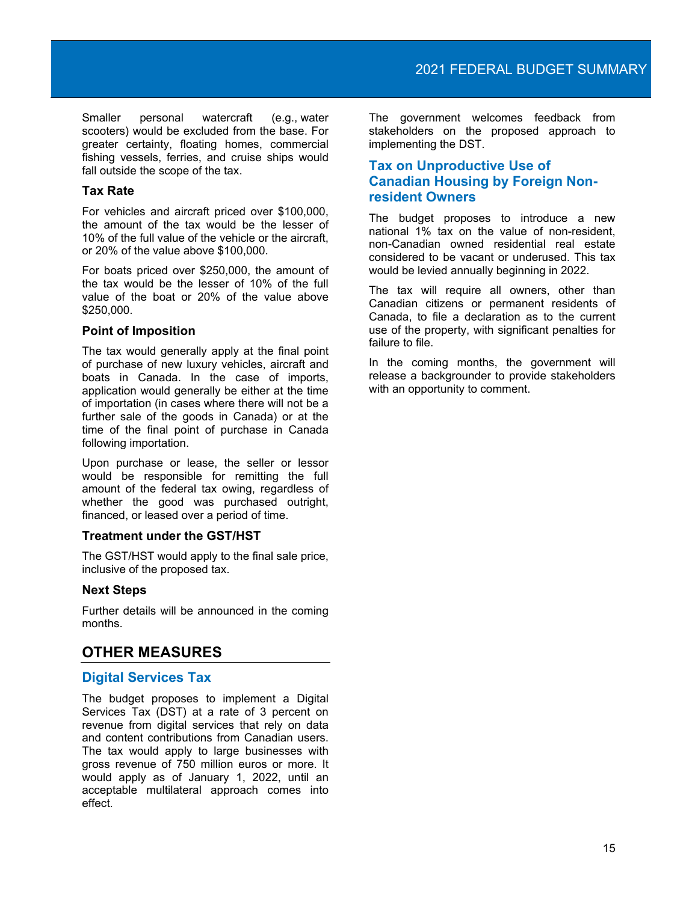Smaller personal watercraft (e.g., water scooters) would be excluded from the base. For greater certainty, floating homes, commercial fishing vessels, ferries, and cruise ships would fall outside the scope of the tax.

### Tax Rate

For vehicles and aircraft priced over $100,000, the amount of the tax would be the lesser of 10% of the full value of the vehicle or the aircraft, or 20% of the value above $100,000.

For boats priced over $250,000, the amount of the tax would be the lesser of 10% of the full value of the boat or 20% of the value above $250,000.

### Point of Imposition

The tax would generally apply at the final point of purchase of new luxury vehicles, aircraft and boats in Canada. In the case of imports, application would generally be either at the time of importation (in cases where there will not be a further sale of the goods in Canada) or at the time of the final point of purchase in Canada following importation.

Upon purchase or lease, the seller or lessor would be responsible for remitting the full amount of the federal tax owing, regardless of whether the good was purchased outright, financed, or leased over a period of time.

### Treatment under the GST/HST

The GST/HST would apply to the final sale price, inclusive of the proposed tax.

### Next Steps

Further details will be announced in the coming months.

## OTHER MEASURES

### Digital Services Tax

The budget proposes to implement a Digital Services Tax (DST) at a rate of 3 percent on revenue from digital services that rely on data and content contributions from Canadian users. The tax would apply to large businesses with gross revenue of 750 million euros or more. It would apply as of January 1, 2022, until an acceptable multilateral approach comes into effect.

The government welcomes feedback from stakeholders on the proposed approach to implementing the DST.

### Tax on Unproductive Use of Canadian Housing by Foreign Non-resident Owners

The budget proposes to introduce a new national 1% tax on the value of non-resident, non-Canadian owned residential real estate considered to be vacant or underused. This tax would be levied annually beginning in 2022.

The tax will require all owners, other than Canadian citizens or permanent residents of Canada, to file a declaration as to the current use of the property, with significant penalties for failure to file.

In the coming months, the government will release a backgrounder to provide stakeholders with an opportunity to comment.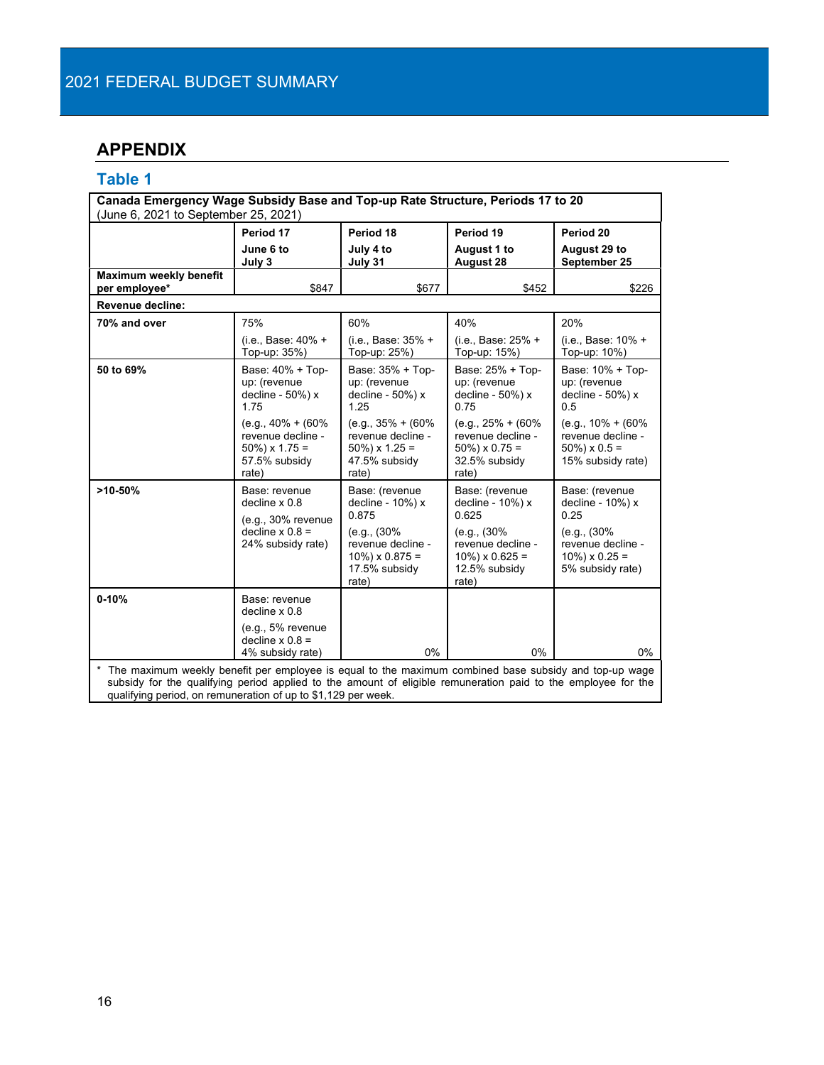## APPENDIX

### Table 1

| Canada Emergency Wage Subsidy Base and Top-up Rate Structure, Periods 17 to 20 (June 6, 2021 to September 25, 2021) | | | | |
|---|---|---|---|---|
| | **Period 17** **June 6 to July 3** | **Period 18** **July 4 to July 31** | **Period 19** **August 1 to August 28** | **Period 20** **August 29 to September 25** |
| **Maximum weekly benefit per employee*** | $847 | $677 | $452 | $226 |
| **Revenue decline:** | | | | |
| **70% and over** | 75% (i.e., Base: 40% + Top-up: 35%) | 60% (i.e., Base: 35% + Top-up: 25%) | 40% (i.e., Base: 25% + Top-up: 15%) | 20% (i.e., Base: 10% + Top-up: 10%) |
| **50 to 69%** | Base: 40% + Top-up: (revenue decline - 50%) x 1.75 (e.g., 40% + (60% revenue decline - 50%) x 1.75 = 57.5% subsidy rate) | Base: 35% + Top-up: (revenue decline - 50%) x 1.25 (e.g., 35% + (60% revenue decline - 50%) x 1.25 = 47.5% subsidy rate) | Base: 25% + Top-up: (revenue decline - 50%) x 0.75 (e.g., 25% + (60% revenue decline - 50%) x 0.75 = 32.5% subsidy rate) | Base: 10% + Top-up: (revenue decline - 50%) x 0.5 (e.g., 10% + (60% revenue decline - 50%) x 0.5 = 15% subsidy rate) |
| **>10-50%** | Base: revenue decline x 0.8 (e.g., 30% revenue decline x 0.8 = 24% subsidy rate) | Base: (revenue decline - 10%) x 0.875 (e.g., (30% revenue decline - 10%) x 0.875 = 17.5% subsidy rate) | Base: (revenue decline - 10%) x 0.625 (e.g., (30% revenue decline - 10%) x 0.625 = 12.5% subsidy rate) | Base: (revenue decline - 10%) x 0.25 (e.g., (30% revenue decline - 10%) x 0.25 = 5% subsidy rate) |
| **0-10%** | Base: revenue decline x 0.8 (e.g., 5% revenue decline x 0.8 = 4% subsidy rate) | 0% | 0% | 0% |

* The maximum weekly benefit per employee is equal to the maximum combined base subsidy and top-up wage subsidy for the qualifying period applied to the amount of eligible remuneration paid to the employee for the qualifying period, on remuneration of up to $1,129 per week.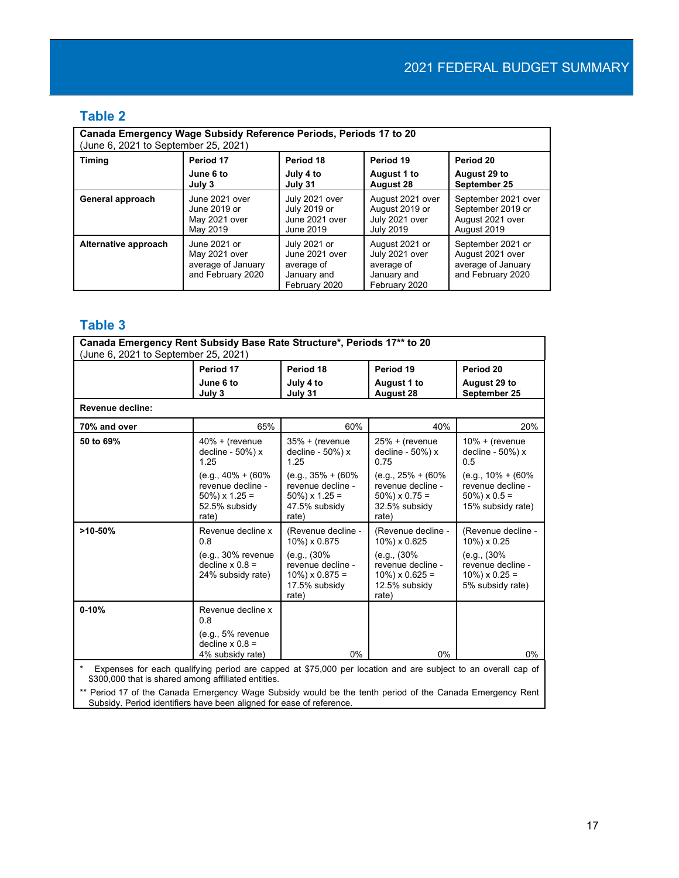## Table 2

| Canada Emergency Wage Subsidy Reference Periods, Periods 17 to 20 (June 6, 2021 to September 25, 2021) | | | | |
|---|---|---|---|---|
| **Timing** | **Period 17** **June 6 to July 3** | **Period 18** **July 4 to July 31** | **Period 19** **August 1 to August 28** | **Period 20** **August 29 to September 25** |
| **General approach** | June 2021 over June 2019 or May 2021 over May 2019 | July 2021 over July 2019 or June 2021 over June 2019 | August 2021 over August 2019 or July 2021 over July 2019 | September 2021 over September 2019 or August 2021 over August 2019 |
| **Alternative approach** | June 2021 or May 2021 over average of January and February 2020 | July 2021 or June 2021 over average of January and February 2020 | August 2021 or July 2021 over average of January and February 2020 | September 2021 or August 2021 over average of January and February 2020 |

## Table 3

| Canada Emergency Rent Subsidy Base Rate Structure*, Periods 17** to 20 (June 6, 2021 to September 25, 2021) | | | | |
|---|---|---|---|---|
| | **Period 17** **June 6 to July 3** | **Period 18** **July 4 to July 31** | **Period 19** **August 1 to August 28** | **Period 20** **August 29 to September 25** |
| **Revenue decline:** | | | | |
| **70% and over** | 65% | 60% | 40% | 20% |
| **50 to 69%** | 40% + (revenue decline - 50%) x 1.25 (e.g., 40% + (60% revenue decline - 50%) x 1.25 = 52.5% subsidy rate) | 35% + (revenue decline - 50%) x 1.25 (e.g., 35% + (60% revenue decline - 50%) x 1.25 = 47.5% subsidy rate) | 25% + (revenue decline - 50%) x 0.75 (e.g., 25% + (60% revenue decline - 50%) x 0.75 = 32.5% subsidy rate) | 10% + (revenue decline - 50%) x 0.5 (e.g., 10% + (60% revenue decline - 50%) x 0.5 = 15% subsidy rate) |
| **>10-50%** | Revenue decline x 0.8 (e.g., 30% revenue decline x 0.8 = 24% subsidy rate) | (Revenue decline - 10%) x 0.875 (e.g., (30% revenue decline - 10%) x 0.875 = 17.5% subsidy rate) | (Revenue decline - 10%) x 0.625 (e.g., (30% revenue decline - 10%) x 0.625 = 12.5% subsidy rate) | (Revenue decline - 10%) x 0.25 (e.g., (30% revenue decline - 10%) x 0.25 = 5% subsidy rate) |
| **0-10%** | Revenue decline x 0.8 (e.g., 5% revenue decline x 0.8 = 4% subsidy rate) | 0% | 0% | 0% |

\* Expenses for each qualifying period are capped at $75,000 per location and are subject to an overall cap of $300,000 that is shared among affiliated entities.

** Period 17 of the Canada Emergency Wage Subsidy would be the tenth period of the Canada Emergency Rent Subsidy. Period identifiers have been aligned for ease of reference.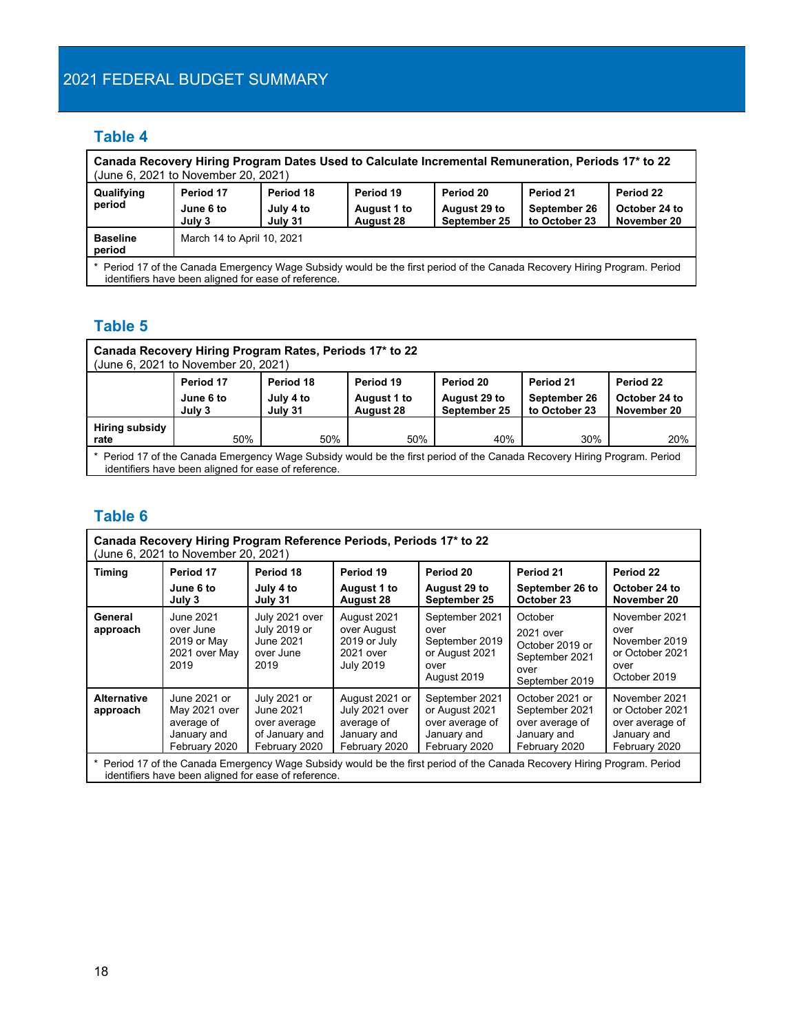## Table 4

| Canada Recovery Hiring Program Dates Used to Calculate Incremental Remuneration, Periods 17* to 22 (June 6, 2021 to November 20, 2021) | | | | | | |
|---|---|---|---|---|---|---|
| Qualifying period | Period 17 June 6 to July 3 | Period 18 July 4 to July 31 | Period 19 August 1 to August 28 | Period 20 August 29 to September 25 | Period 21 September 26 to October 23 | Period 22 October 24 to November 20 |
| Baseline period | March 14 to April 10, 2021 | | | | | |

\* Period 17 of the Canada Emergency Wage Subsidy would be the first period of the Canada Recovery Hiring Program. Period identifiers have been aligned for ease of reference.

## Table 5

| Canada Recovery Hiring Program Rates, Periods 17* to 22 (June 6, 2021 to November 20, 2021) | | | | | | |
|---|---|---|---|---|---|---|
| | Period 17 June 6 to July 3 | Period 18 July 4 to July 31 | Period 19 August 1 to August 28 | Period 20 August 29 to September 25 | Period 21 September 26 to October 23 | Period 22 October 24 to November 20 |
| Hiring subsidy rate | 50% | 50% | 50% | 40% | 30% | 20% |

\* Period 17 of the Canada Emergency Wage Subsidy would be the first period of the Canada Recovery Hiring Program. Period identifiers have been aligned for ease of reference.

## Table 6

| Canada Recovery Hiring Program Reference Periods, Periods 17* to 22 (June 6, 2021 to November 20, 2021) | | | | | | |
|---|---|---|---|---|---|---|
| Timing | Period 17 June 6 to July 3 | Period 18 July 4 to July 31 | Period 19 August 1 to August 28 | Period 20 August 29 to September 25 | Period 21 September 26 to October 23 | Period 22 October 24 to November 20 |
| General approach | June 2021 over June 2019 or May 2021 over May 2019 | July 2021 over July 2019 or June 2021 over June 2019 | August 2021 over August 2019 or July 2021 over July 2019 | September 2021 over September 2019 or August 2021 over August 2019 | October 2021 over October 2019 or September 2021 over September 2019 | November 2021 over November 2019 or October 2021 over October 2019 |
| Alternative approach | June 2021 or May 2021 over average of January and February 2020 | July 2021 or June 2021 over average of January and February 2020 | August 2021 or July 2021 over average of January and February 2020 | September 2021 or August 2021 over average of January and February 2020 | October 2021 or September 2021 over average of January and February 2020 | November 2021 or October 2021 over average of January and February 2020 |

\* Period 17 of the Canada Emergency Wage Subsidy would be the first period of the Canada Recovery Hiring Program. Period identifiers have been aligned for ease of reference.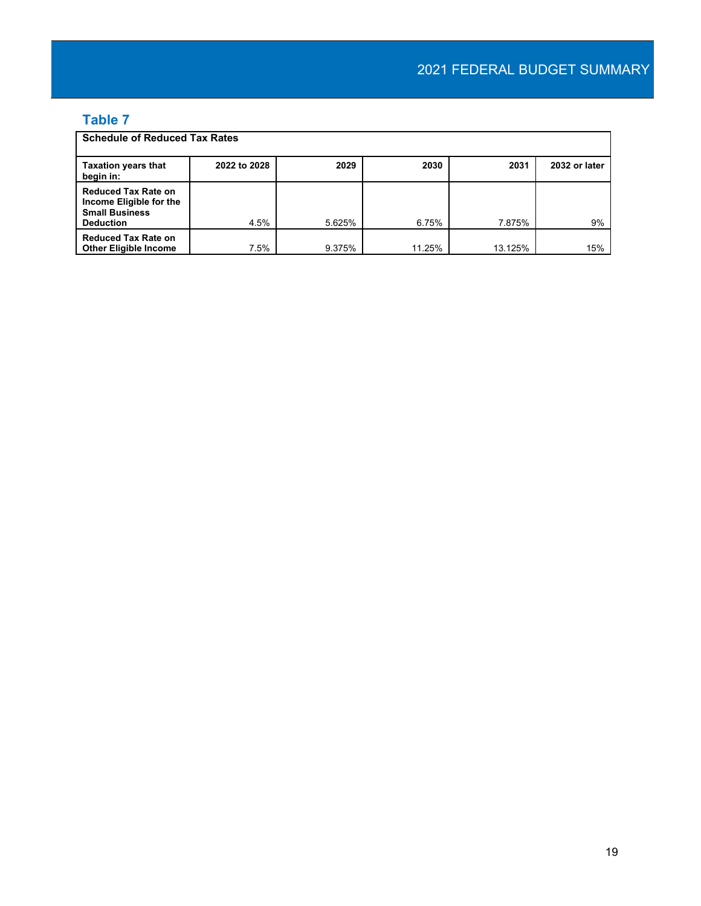## Table 7

| Schedule of Reduced Tax Rates | | | | | |
|---|---|---|---|---|---|
| **Taxation years that begin in:** | **2022 to 2028** | **2029** | **2030** | **2031** | **2032 or later** |
| **Reduced Tax Rate on Income Eligible for the Small Business Deduction** | 4.5% | 5.625% | 6.75% | 7.875% | 9% |
| **Reduced Tax Rate on Other Eligible Income** | 7.5% | 9.375% | 11.25% | 13.125% | 15% |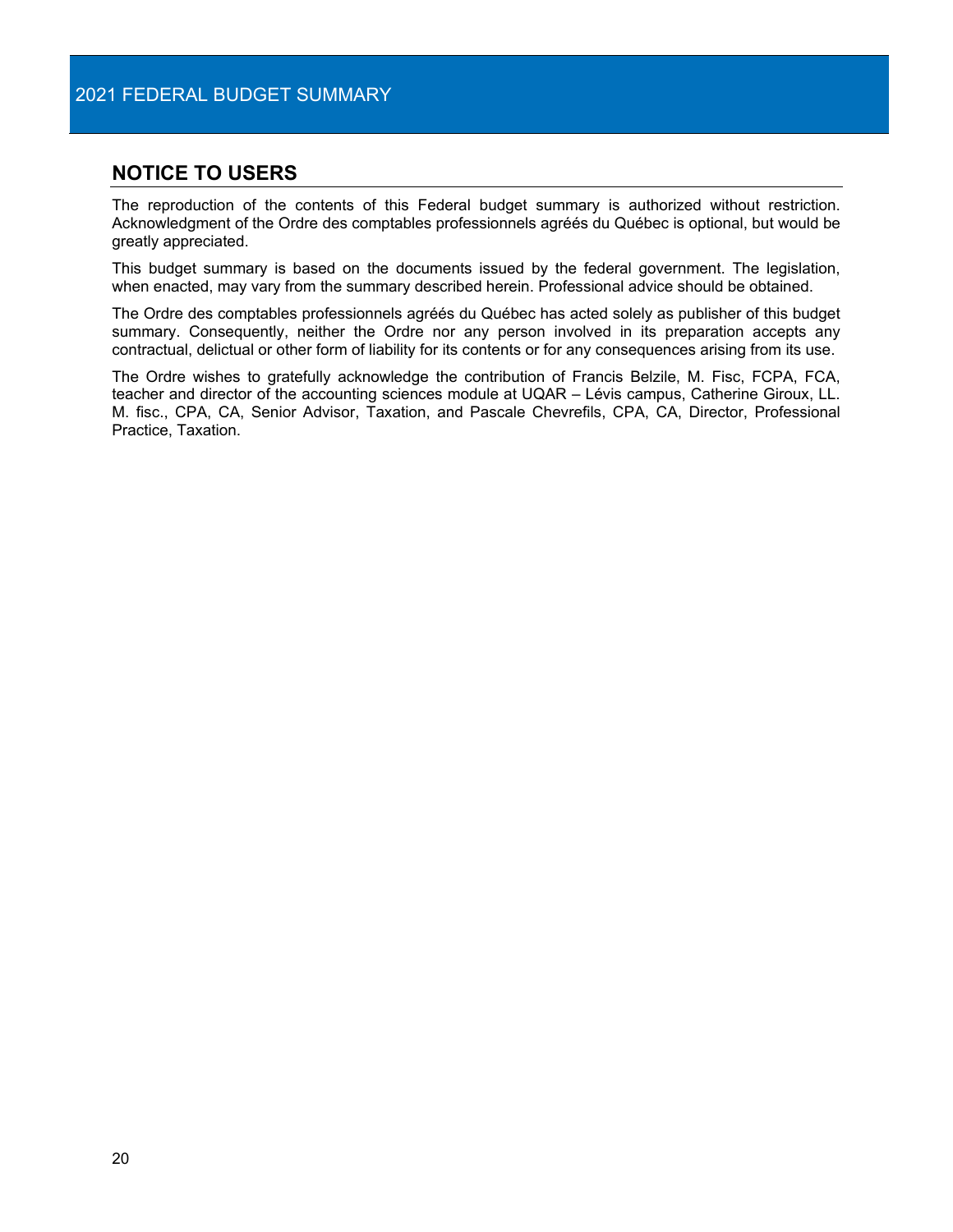## NOTICE TO USERS

The reproduction of the contents of this Federal budget summary is authorized without restriction. Acknowledgment of the Ordre des comptables professionnels agréés du Québec is optional, but would be greatly appreciated.

This budget summary is based on the documents issued by the federal government. The legislation, when enacted, may vary from the summary described herein. Professional advice should be obtained.

The Ordre des comptables professionnels agréés du Québec has acted solely as publisher of this budget summary. Consequently, neither the Ordre nor any person involved in its preparation accepts any contractual, delictual or other form of liability for its contents or for any consequences arising from its use.

The Ordre wishes to gratefully acknowledge the contribution of Francis Belzile, M. Fisc, FCPA, FCA, teacher and director of the accounting sciences module at UQAR – Lévis campus, Catherine Giroux, LL. M. fisc., CPA, CA, Senior Advisor, Taxation, and Pascale Chevrefils, CPA, CA, Director, Professional Practice, Taxation.